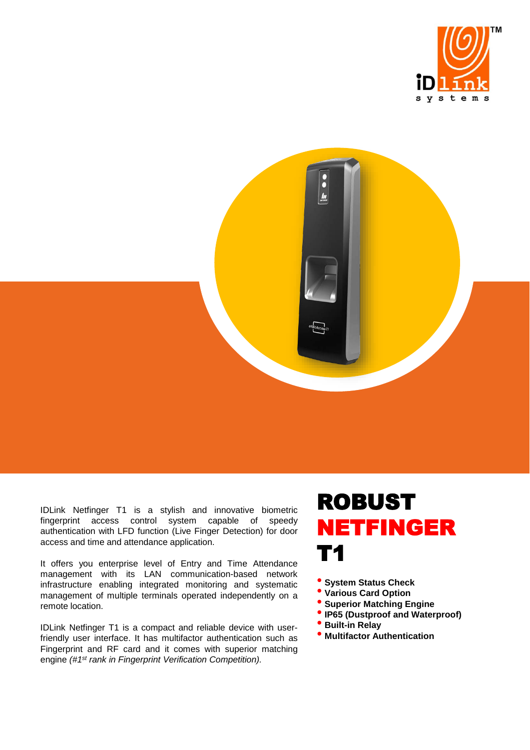# ROBUST NETFINGER T1

IDLink Netfinger T1 is a stylish and innovative biometric fingerprint access control system capable of speedy authentication with LFD function (Live Finger Detection) for door access and time and attendance application.

It offers you enterprise level of Entry and Time Attendance management with its LAN communication-based network infrastructure enabling integrated monitoring and systematic management of multiple terminals operated independently on a remote location.

IDLink Netfinger T1 is a compact and reliable device with user-friendly user interface. It has multifactor authentication such as Fingerprint and RF card and it comes with superior matching engine *(#1st rank in Fingerprint Verification Competition).*

- **System Status Check**
- **Various Card Option**
- **Superior Matching Engine**
- **IP65 (Dustproof and Waterproof)**
- **Built-in Relay**
- **Multifactor Authentication**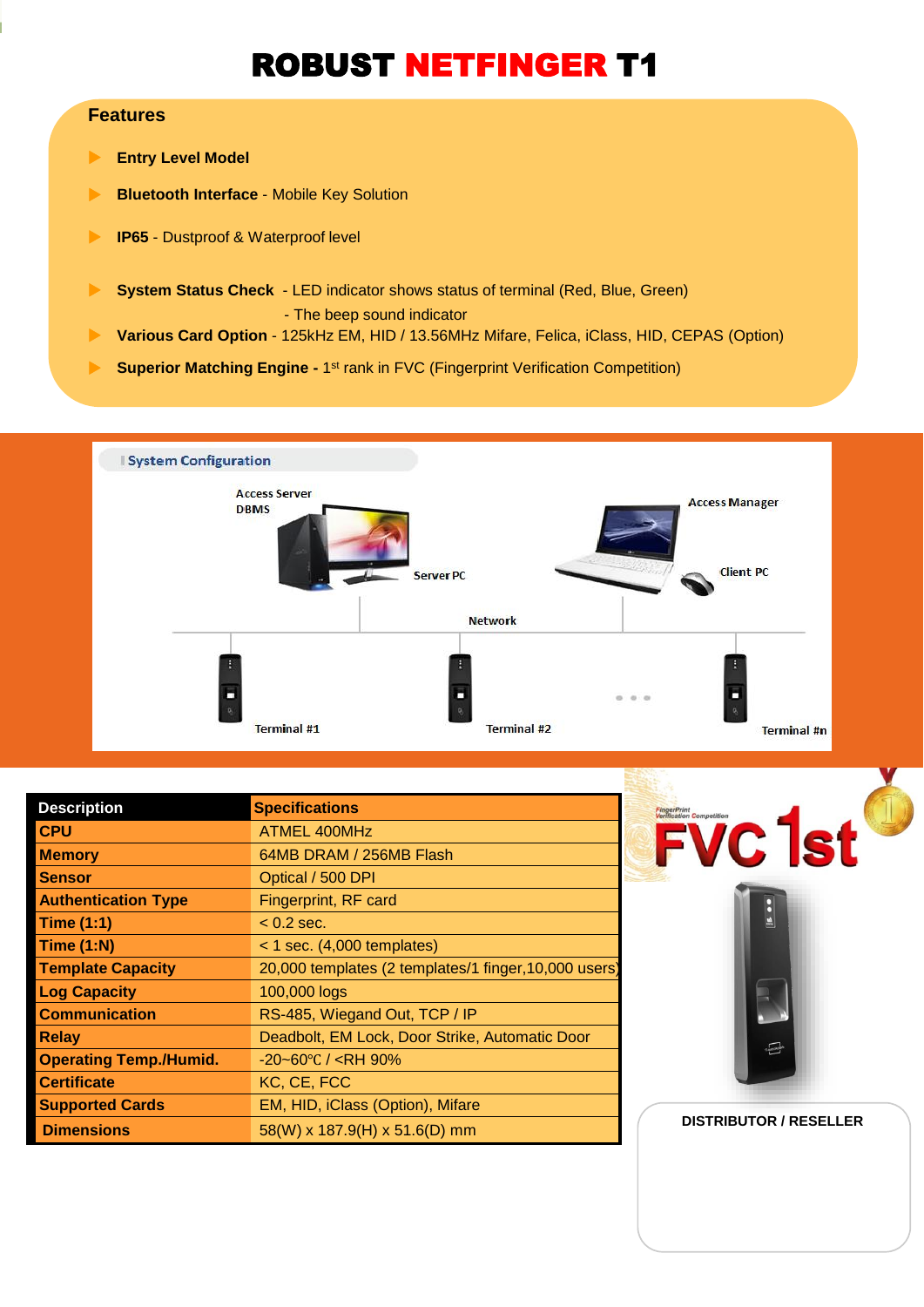# ROBUST NETFINGER T1

## Features

- **Entry Level Model**
- **Bluetooth Interface** - Mobile Key Solution
- **IP65** - Dustproof & Waterproof level
- **System Status Check** - LED indicator shows status of terminal (Red, Blue, Green)
  - The beep sound indicator
- **Various Card Option** - 125kHz EM, HID / 13.56MHz Mifare, Felica, iClass, HID, CEPAS (Option)
- **Superior Matching Engine -** 1st rank in FVC (Fingerprint Verification Competition)

System Configuration

Access Server
DBMS

Server PC

Access Manager

Client PC

Network

Terminal #1

Terminal #2

Terminal #n

| Description | Specifications |
|---|---|
| CPU | ATMEL 400MHz |
| Memory | 64MB DRAM / 256MB Flash |
| Sensor | Optical / 500 DPI |
| Authentication Type | Fingerprint, RF card |
| Time (1:1) | < 0.2 sec. |
| Time (1:N) | < 1 sec. (4,000 templates) |
| Template Capacity | 20,000 templates (2 templates/1 finger,10,000 users) |
| Log Capacity | 100,000 logs |
| Communication | RS-485, Wiegand Out, TCP / IP |
| Relay | Deadbolt, EM Lock, Door Strike, Automatic Door |
| Operating Temp./Humid. | -20~60℃ / <RH 90% |
| Certificate | KC, CE, FCC |
| Supported Cards | EM, HID, iClass (Option), Mifare |
| Dimensions | 58(W) x 187.9(H) x 51.6(D) mm |

FingerPrint Verification Competition

FVC 1st

DISTRIBUTOR / RESELLER